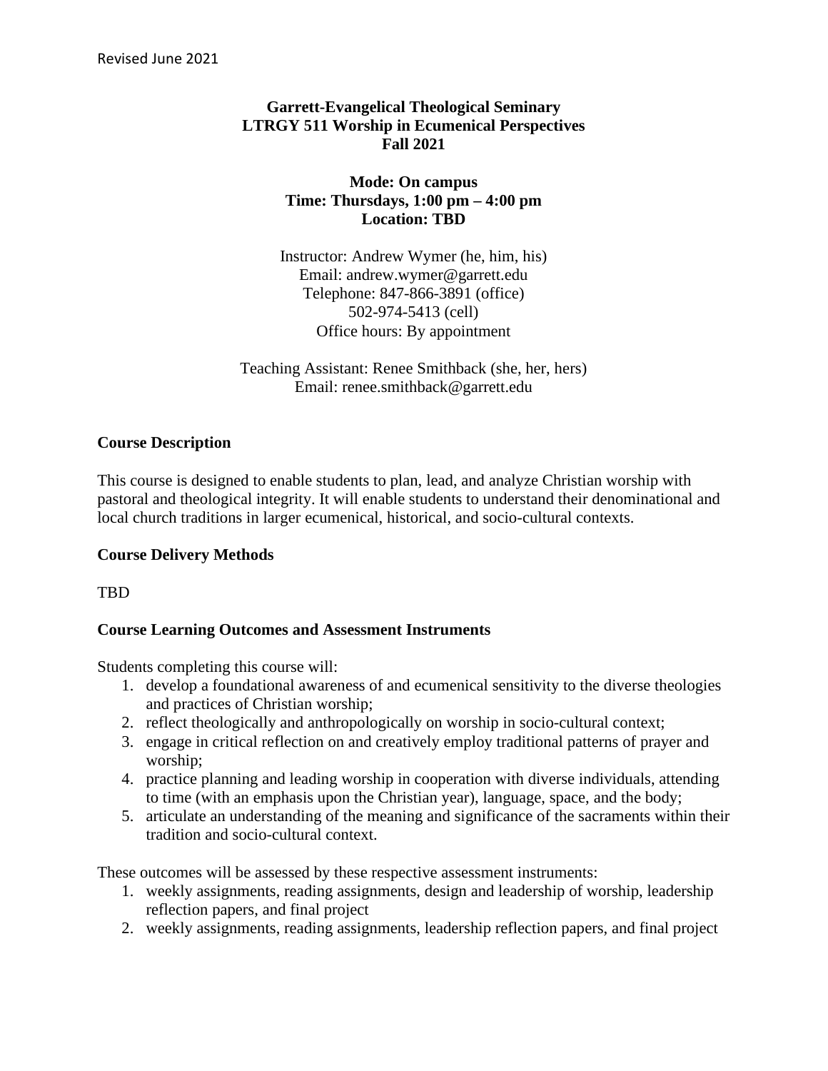Revised June 2021

**Garrett-Evangelical Theological Seminary**
**LTRGY 511 Worship in Ecumenical Perspectives**
**Fall 2021**

**Mode: On campus**
**Time: Thursdays, 1:00 pm – 4:00 pm**
**Location: TBD**

Instructor: Andrew Wymer (he, him, his)
Email: andrew.wymer@garrett.edu
Telephone: 847-866-3891 (office)
502-974-5413 (cell)
Office hours: By appointment

Teaching Assistant: Renee Smithback (she, her, hers)
Email: renee.smithback@garrett.edu

## Course Description

This course is designed to enable students to plan, lead, and analyze Christian worship with pastoral and theological integrity. It will enable students to understand their denominational and local church traditions in larger ecumenical, historical, and socio-cultural contexts.

## Course Delivery Methods

TBD

## Course Learning Outcomes and Assessment Instruments

Students completing this course will:

1. develop a foundational awareness of and ecumenical sensitivity to the diverse theologies and practices of Christian worship;
2. reflect theologically and anthropologically on worship in socio-cultural context;
3. engage in critical reflection on and creatively employ traditional patterns of prayer and worship;
4. practice planning and leading worship in cooperation with diverse individuals, attending to time (with an emphasis upon the Christian year), language, space, and the body;
5. articulate an understanding of the meaning and significance of the sacraments within their tradition and socio-cultural context.

These outcomes will be assessed by these respective assessment instruments:

1. weekly assignments, reading assignments, design and leadership of worship, leadership reflection papers, and final project
2. weekly assignments, reading assignments, leadership reflection papers, and final project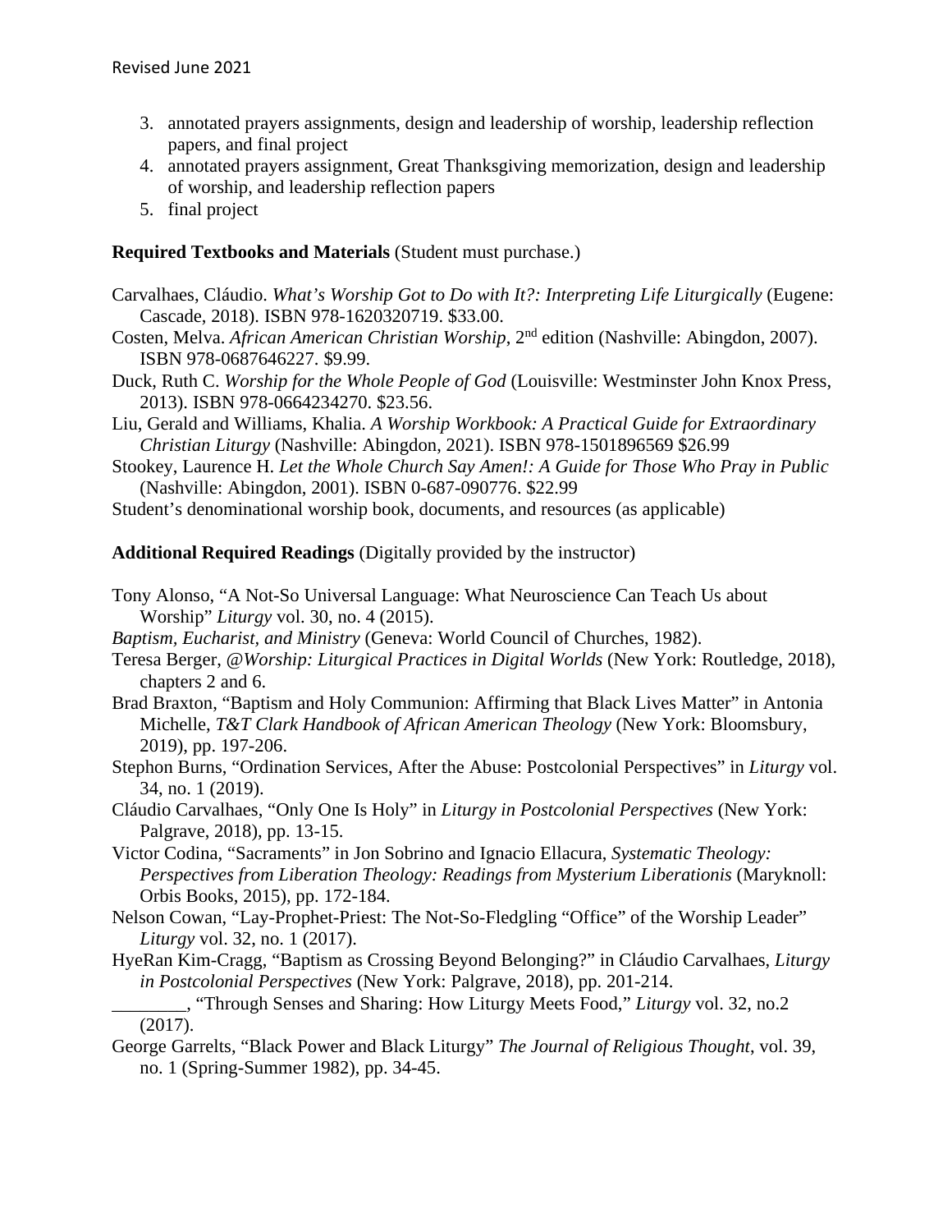3. annotated prayers assignments, design and leadership of worship, leadership reflection papers, and final project
4. annotated prayers assignment, Great Thanksgiving memorization, design and leadership of worship, and leadership reflection papers
5. final project

**Required Textbooks and Materials** (Student must purchase.)

Carvalhaes, Cláudio. *What's Worship Got to Do with It?: Interpreting Life Liturgically* (Eugene: Cascade, 2018). ISBN 978-1620320719. $33.00.

Costen, Melva. *African American Christian Worship*, 2nd edition (Nashville: Abingdon, 2007). ISBN 978-0687646227. $9.99.

Duck, Ruth C. *Worship for the Whole People of God* (Louisville: Westminster John Knox Press, 2013). ISBN 978-0664234270. $23.56.

Liu, Gerald and Williams, Khalia. *A Worship Workbook: A Practical Guide for Extraordinary Christian Liturgy* (Nashville: Abingdon, 2021). ISBN 978-1501896569 $26.99

Stookey, Laurence H. *Let the Whole Church Say Amen!: A Guide for Those Who Pray in Public* (Nashville: Abingdon, 2001). ISBN 0-687-090776. $22.99

Student's denominational worship book, documents, and resources (as applicable)

**Additional Required Readings** (Digitally provided by the instructor)

Tony Alonso, "A Not-So Universal Language: What Neuroscience Can Teach Us about Worship" *Liturgy* vol. 30, no. 4 (2015).

*Baptism, Eucharist, and Ministry* (Geneva: World Council of Churches, 1982).

Teresa Berger, *@Worship: Liturgical Practices in Digital Worlds* (New York: Routledge, 2018), chapters 2 and 6.

Brad Braxton, "Baptism and Holy Communion: Affirming that Black Lives Matter" in Antonia Michelle, *T&T Clark Handbook of African American Theology* (New York: Bloomsbury, 2019), pp. 197-206.

Stephon Burns, "Ordination Services, After the Abuse: Postcolonial Perspectives" in *Liturgy* vol. 34, no. 1 (2019).

Cláudio Carvalhaes, "Only One Is Holy" in *Liturgy in Postcolonial Perspectives* (New York: Palgrave, 2018), pp. 13-15.

Victor Codina, "Sacraments" in Jon Sobrino and Ignacio Ellacura, *Systematic Theology: Perspectives from Liberation Theology: Readings from Mysterium Liberationis* (Maryknoll: Orbis Books, 2015), pp. 172-184.

Nelson Cowan, "Lay-Prophet-Priest: The Not-So-Fledgling "Office" of the Worship Leader" *Liturgy* vol. 32, no. 1 (2017).

HyeRan Kim-Cragg, "Baptism as Crossing Beyond Belonging?" in Cláudio Carvalhaes, *Liturgy in Postcolonial Perspectives* (New York: Palgrave, 2018), pp. 201-214.

________, "Through Senses and Sharing: How Liturgy Meets Food," *Liturgy* vol. 32, no.2 (2017).

George Garrelts, "Black Power and Black Liturgy" *The Journal of Religious Thought*, vol. 39, no. 1 (Spring-Summer 1982), pp. 34-45.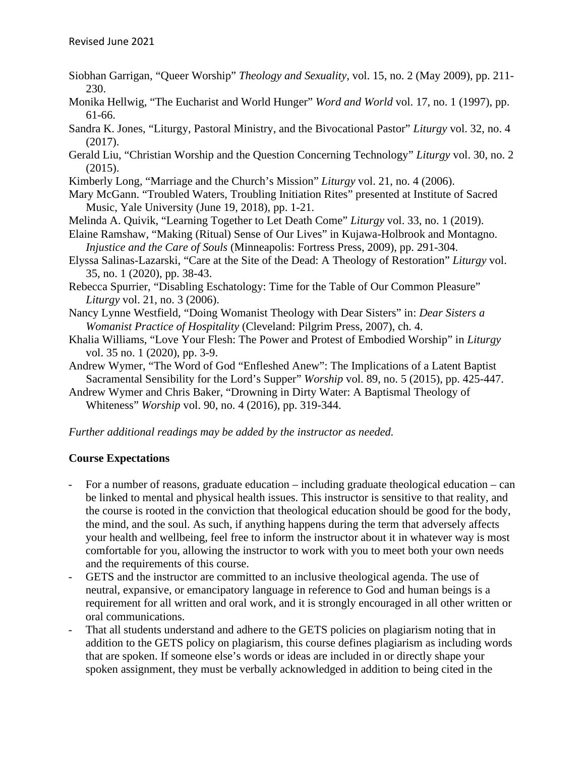Siobhan Garrigan, "Queer Worship" *Theology and Sexuality*, vol. 15, no. 2 (May 2009), pp. 211-230.

Monika Hellwig, "The Eucharist and World Hunger" *Word and World* vol. 17, no. 1 (1997), pp. 61-66.

Sandra K. Jones, "Liturgy, Pastoral Ministry, and the Bivocational Pastor" *Liturgy* vol. 32, no. 4 (2017).

Gerald Liu, "Christian Worship and the Question Concerning Technology" *Liturgy* vol. 30, no. 2 (2015).

Kimberly Long, "Marriage and the Church's Mission" *Liturgy* vol. 21, no. 4 (2006).

Mary McGann. "Troubled Waters, Troubling Initiation Rites" presented at Institute of Sacred Music, Yale University (June 19, 2018), pp. 1-21.

Melinda A. Quivik, "Learning Together to Let Death Come" *Liturgy* vol. 33, no. 1 (2019).

Elaine Ramshaw, "Making (Ritual) Sense of Our Lives" in Kujawa-Holbrook and Montagno. *Injustice and the Care of Souls* (Minneapolis: Fortress Press, 2009), pp. 291-304.

Elyssa Salinas-Lazarski, "Care at the Site of the Dead: A Theology of Restoration" *Liturgy* vol. 35, no. 1 (2020), pp. 38-43.

Rebecca Spurrier, "Disabling Eschatology: Time for the Table of Our Common Pleasure" *Liturgy* vol. 21, no. 3 (2006).

Nancy Lynne Westfield, "Doing Womanist Theology with Dear Sisters" in: *Dear Sisters a Womanist Practice of Hospitality* (Cleveland: Pilgrim Press, 2007), ch. 4.

Khalia Williams, "Love Your Flesh: The Power and Protest of Embodied Worship" in *Liturgy* vol. 35 no. 1 (2020), pp. 3-9.

Andrew Wymer, "The Word of God "Enfleshed Anew": The Implications of a Latent Baptist Sacramental Sensibility for the Lord's Supper" *Worship* vol. 89, no. 5 (2015), pp. 425-447.

Andrew Wymer and Chris Baker, "Drowning in Dirty Water: A Baptismal Theology of Whiteness" *Worship* vol. 90, no. 4 (2016), pp. 319-344.

*Further additional readings may be added by the instructor as needed.*

**Course Expectations**

- For a number of reasons, graduate education – including graduate theological education – can be linked to mental and physical health issues. This instructor is sensitive to that reality, and the course is rooted in the conviction that theological education should be good for the body, the mind, and the soul. As such, if anything happens during the term that adversely affects your health and wellbeing, feel free to inform the instructor about it in whatever way is most comfortable for you, allowing the instructor to work with you to meet both your own needs and the requirements of this course.
- GETS and the instructor are committed to an inclusive theological agenda. The use of neutral, expansive, or emancipatory language in reference to God and human beings is a requirement for all written and oral work, and it is strongly encouraged in all other written or oral communications.
- That all students understand and adhere to the GETS policies on plagiarism noting that in addition to the GETS policy on plagiarism, this course defines plagiarism as including words that are spoken. If someone else's words or ideas are included in or directly shape your spoken assignment, they must be verbally acknowledged in addition to being cited in the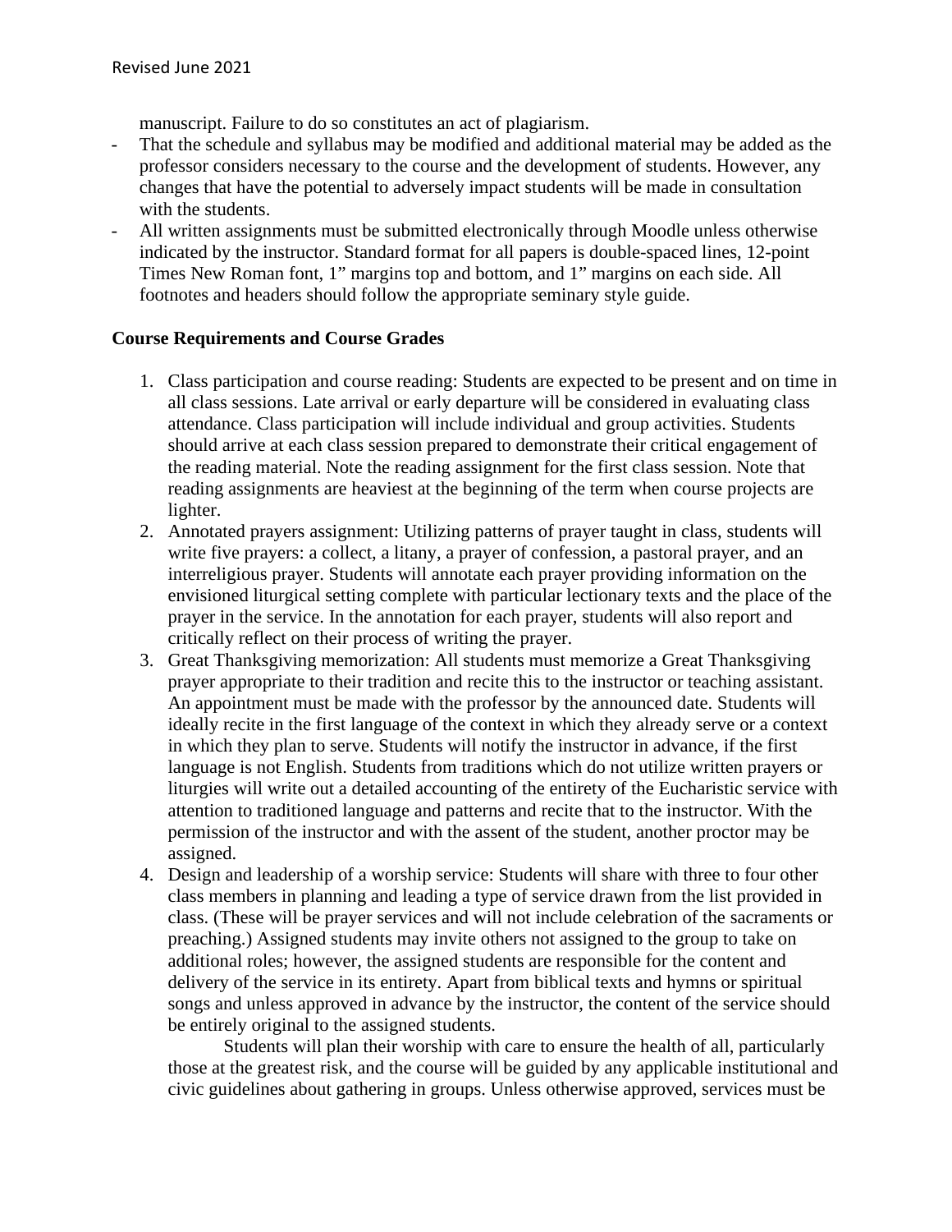manuscript. Failure to do so constitutes an act of plagiarism.

- That the schedule and syllabus may be modified and additional material may be added as the professor considers necessary to the course and the development of students. However, any changes that have the potential to adversely impact students will be made in consultation with the students.
- All written assignments must be submitted electronically through Moodle unless otherwise indicated by the instructor. Standard format for all papers is double-spaced lines, 12-point Times New Roman font, 1" margins top and bottom, and 1" margins on each side. All footnotes and headers should follow the appropriate seminary style guide.

**Course Requirements and Course Grades**

1. Class participation and course reading: Students are expected to be present and on time in all class sessions. Late arrival or early departure will be considered in evaluating class attendance. Class participation will include individual and group activities. Students should arrive at each class session prepared to demonstrate their critical engagement of the reading material. Note the reading assignment for the first class session. Note that reading assignments are heaviest at the beginning of the term when course projects are lighter.
2. Annotated prayers assignment: Utilizing patterns of prayer taught in class, students will write five prayers: a collect, a litany, a prayer of confession, a pastoral prayer, and an interreligious prayer. Students will annotate each prayer providing information on the envisioned liturgical setting complete with particular lectionary texts and the place of the prayer in the service. In the annotation for each prayer, students will also report and critically reflect on their process of writing the prayer.
3. Great Thanksgiving memorization: All students must memorize a Great Thanksgiving prayer appropriate to their tradition and recite this to the instructor or teaching assistant. An appointment must be made with the professor by the announced date. Students will ideally recite in the first language of the context in which they already serve or a context in which they plan to serve. Students will notify the instructor in advance, if the first language is not English. Students from traditions which do not utilize written prayers or liturgies will write out a detailed accounting of the entirety of the Eucharistic service with attention to traditioned language and patterns and recite that to the instructor. With the permission of the instructor and with the assent of the student, another proctor may be assigned.
4. Design and leadership of a worship service: Students will share with three to four other class members in planning and leading a type of service drawn from the list provided in class. (These will be prayer services and will not include celebration of the sacraments or preaching.) Assigned students may invite others not assigned to the group to take on additional roles; however, the assigned students are responsible for the content and delivery of the service in its entirety. Apart from biblical texts and hymns or spiritual songs and unless approved in advance by the instructor, the content of the service should be entirely original to the assigned students.

   Students will plan their worship with care to ensure the health of all, particularly those at the greatest risk, and the course will be guided by any applicable institutional and civic guidelines about gathering in groups. Unless otherwise approved, services must be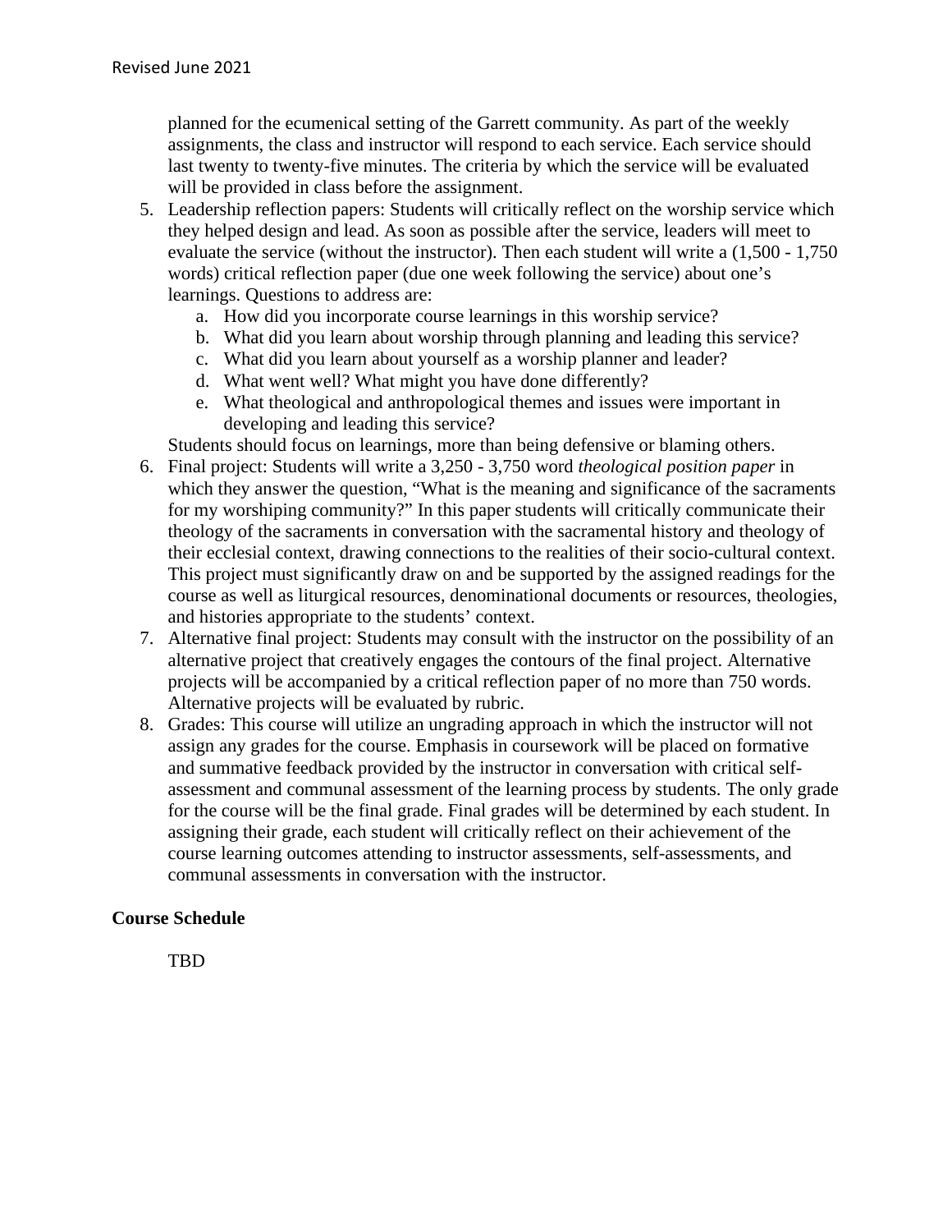planned for the ecumenical setting of the Garrett community. As part of the weekly assignments, the class and instructor will respond to each service. Each service should last twenty to twenty-five minutes. The criteria by which the service will be evaluated will be provided in class before the assignment.

5. Leadership reflection papers: Students will critically reflect on the worship service which they helped design and lead. As soon as possible after the service, leaders will meet to evaluate the service (without the instructor). Then each student will write a (1,500 - 1,750 words) critical reflection paper (due one week following the service) about one's learnings. Questions to address are:
   a. How did you incorporate course learnings in this worship service?
   b. What did you learn about worship through planning and leading this service?
   c. What did you learn about yourself as a worship planner and leader?
   d. What went well? What might you have done differently?
   e. What theological and anthropological themes and issues were important in developing and leading this service?

   Students should focus on learnings, more than being defensive or blaming others.
6. Final project: Students will write a 3,250 - 3,750 word *theological position paper* in which they answer the question, "What is the meaning and significance of the sacraments for my worshiping community?" In this paper students will critically communicate their theology of the sacraments in conversation with the sacramental history and theology of their ecclesial context, drawing connections to the realities of their socio-cultural context. This project must significantly draw on and be supported by the assigned readings for the course as well as liturgical resources, denominational documents or resources, theologies, and histories appropriate to the students' context.
7. Alternative final project: Students may consult with the instructor on the possibility of an alternative project that creatively engages the contours of the final project. Alternative projects will be accompanied by a critical reflection paper of no more than 750 words. Alternative projects will be evaluated by rubric.
8. Grades: This course will utilize an ungrading approach in which the instructor will not assign any grades for the course. Emphasis in coursework will be placed on formative and summative feedback provided by the instructor in conversation with critical self-assessment and communal assessment of the learning process by students. The only grade for the course will be the final grade. Final grades will be determined by each student. In assigning their grade, each student will critically reflect on their achievement of the course learning outcomes attending to instructor assessments, self-assessments, and communal assessments in conversation with the instructor.

**Course Schedule**

TBD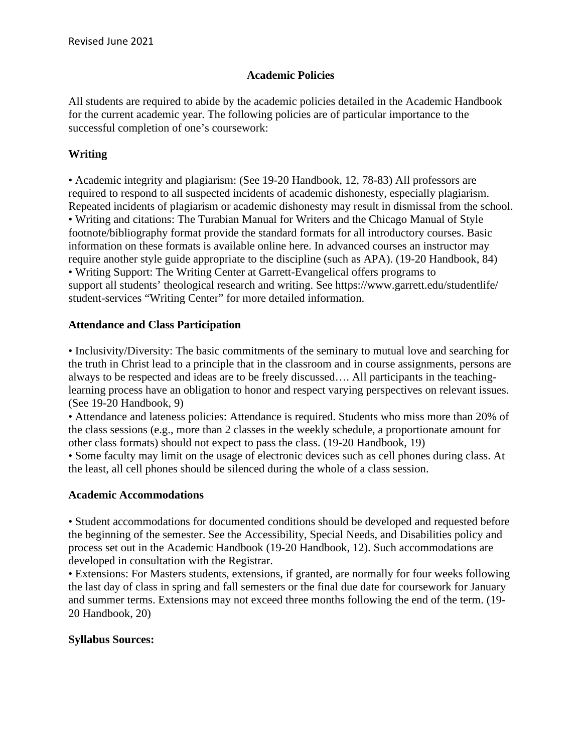Revised June 2021

## Academic Policies

All students are required to abide by the academic policies detailed in the Academic Handbook for the current academic year. The following policies are of particular importance to the successful completion of one's coursework:

### Writing

• Academic integrity and plagiarism: (See 19-20 Handbook, 12, 78-83) All professors are required to respond to all suspected incidents of academic dishonesty, especially plagiarism. Repeated incidents of plagiarism or academic dishonesty may result in dismissal from the school.
• Writing and citations: The Turabian Manual for Writers and the Chicago Manual of Style footnote/bibliography format provide the standard formats for all introductory courses. Basic information on these formats is available online here. In advanced courses an instructor may require another style guide appropriate to the discipline (such as APA). (19-20 Handbook, 84)
• Writing Support: The Writing Center at Garrett-Evangelical offers programs to support all students' theological research and writing. See https://www.garrett.edu/studentlife/student-services "Writing Center" for more detailed information.

### Attendance and Class Participation

• Inclusivity/Diversity: The basic commitments of the seminary to mutual love and searching for the truth in Christ lead to a principle that in the classroom and in course assignments, persons are always to be respected and ideas are to be freely discussed…. All participants in the teaching-learning process have an obligation to honor and respect varying perspectives on relevant issues. (See 19-20 Handbook, 9)
• Attendance and lateness policies: Attendance is required. Students who miss more than 20% of the class sessions (e.g., more than 2 classes in the weekly schedule, a proportionate amount for other class formats) should not expect to pass the class. (19-20 Handbook, 19)
• Some faculty may limit on the usage of electronic devices such as cell phones during class. At the least, all cell phones should be silenced during the whole of a class session.

### Academic Accommodations

• Student accommodations for documented conditions should be developed and requested before the beginning of the semester. See the Accessibility, Special Needs, and Disabilities policy and process set out in the Academic Handbook (19-20 Handbook, 12). Such accommodations are developed in consultation with the Registrar.
• Extensions: For Masters students, extensions, if granted, are normally for four weeks following the last day of class in spring and fall semesters or the final due date for coursework for January and summer terms. Extensions may not exceed three months following the end of the term. (19-20 Handbook, 20)

### Syllabus Sources: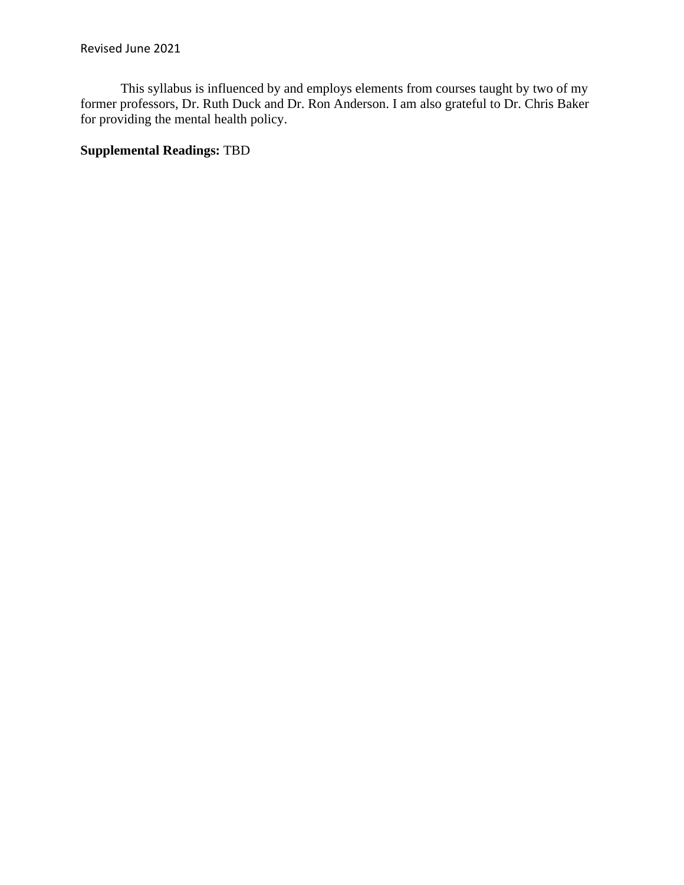This syllabus is influenced by and employs elements from courses taught by two of my former professors, Dr. Ruth Duck and Dr. Ron Anderson. I am also grateful to Dr. Chris Baker for providing the mental health policy.

**Supplemental Readings:** TBD